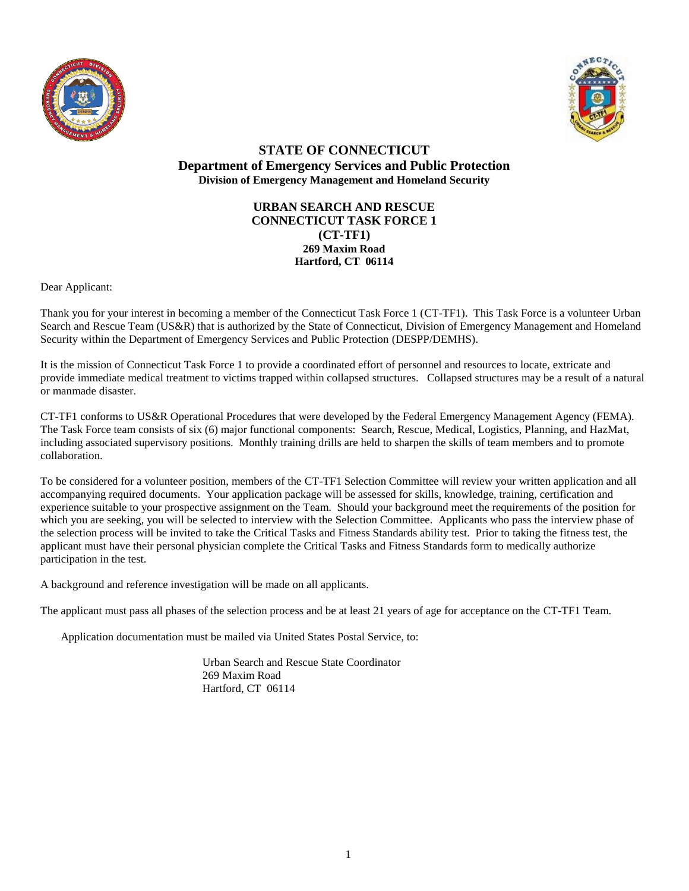# STATE OF CONNECTICUT
## Department of Emergency Services and Public Protection
### Division of Emergency Management and Homeland Security

**URBAN SEARCH AND RESCUE**
**CONNECTICUT TASK FORCE 1**
**(CT-TF1)**
**269 Maxim Road**
**Hartford, CT 06114**

Dear Applicant:

Thank you for your interest in becoming a member of the Connecticut Task Force 1 (CT-TF1). This Task Force is a volunteer Urban Search and Rescue Team (US&R) that is authorized by the State of Connecticut, Division of Emergency Management and Homeland Security within the Department of Emergency Services and Public Protection (DESPP/DEMHS).

It is the mission of Connecticut Task Force 1 to provide a coordinated effort of personnel and resources to locate, extricate and provide immediate medical treatment to victims trapped within collapsed structures. Collapsed structures may be a result of a natural or manmade disaster.

CT-TF1 conforms to US&R Operational Procedures that were developed by the Federal Emergency Management Agency (FEMA). The Task Force team consists of six (6) major functional components: Search, Rescue, Medical, Logistics, Planning, and HazMat, including associated supervisory positions. Monthly training drills are held to sharpen the skills of team members and to promote collaboration.

To be considered for a volunteer position, members of the CT-TF1 Selection Committee will review your written application and all accompanying required documents. Your application package will be assessed for skills, knowledge, training, certification and experience suitable to your prospective assignment on the Team. Should your background meet the requirements of the position for which you are seeking, you will be selected to interview with the Selection Committee. Applicants who pass the interview phase of the selection process will be invited to take the Critical Tasks and Fitness Standards ability test. Prior to taking the fitness test, the applicant must have their personal physician complete the Critical Tasks and Fitness Standards form to medically authorize participation in the test.

A background and reference investigation will be made on all applicants.

The applicant must pass all phases of the selection process and be at least 21 years of age for acceptance on the CT-TF1 Team.

Application documentation must be mailed via United States Postal Service, to:

Urban Search and Rescue State Coordinator
269 Maxim Road
Hartford, CT 06114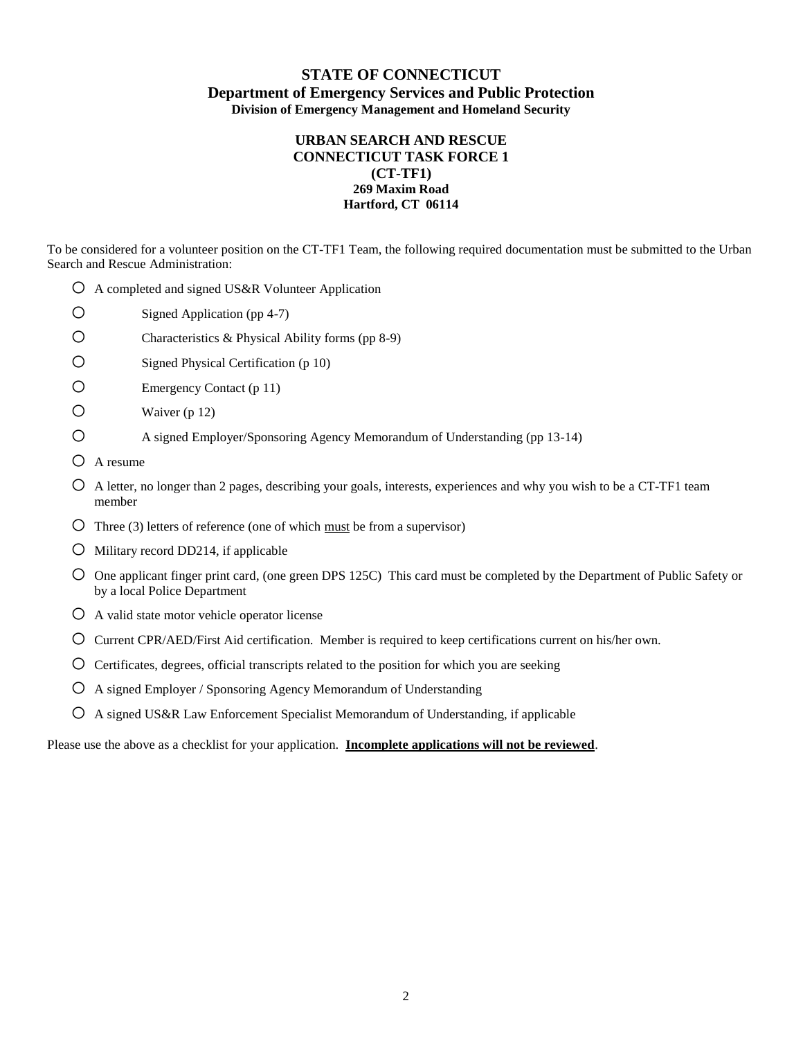**STATE OF CONNECTICUT**
**Department of Emergency Services and Public Protection**
**Division of Emergency Management and Homeland Security**

**URBAN SEARCH AND RESCUE**
**CONNECTICUT TASK FORCE 1**
**(CT-TF1)**
**269 Maxim Road**
**Hartford, CT 06114**

To be considered for a volunteer position on the CT-TF1 Team, the following required documentation must be submitted to the Urban Search and Rescue Administration:

- ○ A completed and signed US&R Volunteer Application
  - ○ Signed Application (pp 4-7)
  - ○ Characteristics & Physical Ability forms (pp 8-9)
  - ○ Signed Physical Certification (p 10)
  - ○ Emergency Contact (p 11)
  - ○ Waiver (p 12)
  - ○ A signed Employer/Sponsoring Agency Memorandum of Understanding (pp 13-14)
- ○ A resume
- ○ A letter, no longer than 2 pages, describing your goals, interests, experiences and why you wish to be a CT-TF1 team member
- ○ Three (3) letters of reference (one of which <u>must</u> be from a supervisor)
- ○ Military record DD214, if applicable
- ○ One applicant finger print card, (one green DPS 125C) This card must be completed by the Department of Public Safety or by a local Police Department
- ○ A valid state motor vehicle operator license
- ○ Current CPR/AED/First Aid certification. Member is required to keep certifications current on his/her own.
- ○ Certificates, degrees, official transcripts related to the position for which you are seeking
- ○ A signed Employer / Sponsoring Agency Memorandum of Understanding
- ○ A signed US&R Law Enforcement Specialist Memorandum of Understanding, if applicable

Please use the above as a checklist for your application. **<u>Incomplete applications will not be reviewed</u>**.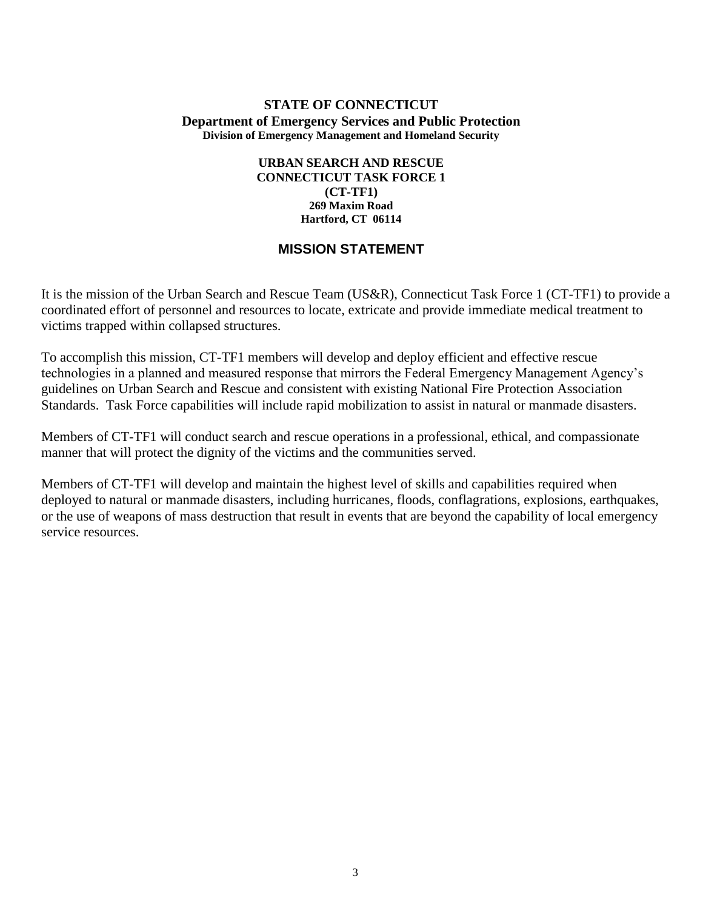**STATE OF CONNECTICUT**
**Department of Emergency Services and Public Protection**
**Division of Emergency Management and Homeland Security**

**URBAN SEARCH AND RESCUE**
**CONNECTICUT TASK FORCE 1**
**(CT-TF1)**
**269 Maxim Road**
**Hartford, CT 06114**

## MISSION STATEMENT

It is the mission of the Urban Search and Rescue Team (US&R), Connecticut Task Force 1 (CT-TF1) to provide a coordinated effort of personnel and resources to locate, extricate and provide immediate medical treatment to victims trapped within collapsed structures.

To accomplish this mission, CT-TF1 members will develop and deploy efficient and effective rescue technologies in a planned and measured response that mirrors the Federal Emergency Management Agency's guidelines on Urban Search and Rescue and consistent with existing National Fire Protection Association Standards. Task Force capabilities will include rapid mobilization to assist in natural or manmade disasters.

Members of CT-TF1 will conduct search and rescue operations in a professional, ethical, and compassionate manner that will protect the dignity of the victims and the communities served.

Members of CT-TF1 will develop and maintain the highest level of skills and capabilities required when deployed to natural or manmade disasters, including hurricanes, floods, conflagrations, explosions, earthquakes, or the use of weapons of mass destruction that result in events that are beyond the capability of local emergency service resources.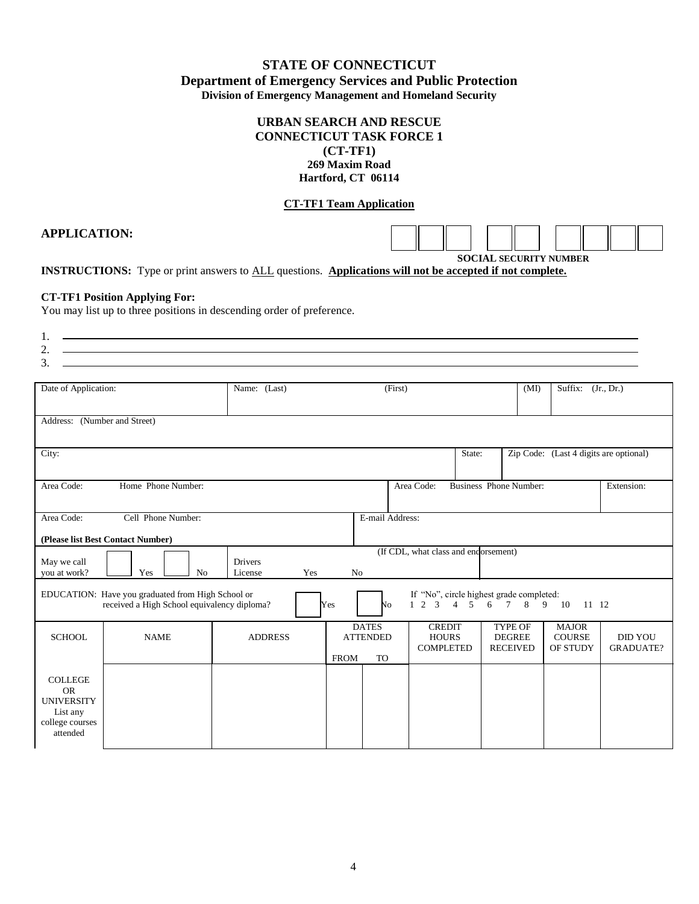# STATE OF CONNECTICUT
## Department of Emergency Services and Public Protection
### Division of Emergency Management and Homeland Security

**URBAN SEARCH AND RESCUE**
**CONNECTICUT TASK FORCE 1**
**(CT-TF1)**
**269 Maxim Road**
**Hartford, CT 06114**

**CT-TF1 Team Application**

**APPLICATION:**

| | | | | | | | | |
|---|---|---|---|---|---|---|---|---|
| | | | | | | | | |

**SOCIAL SECURITY NUMBER**

**INSTRUCTIONS:** Type or print answers to ALL questions. **Applications will not be accepted if not complete.**

**CT-TF1 Position Applying For:**
You may list up to three positions in descending order of preference.

1. \_\_\_\_\_\_\_\_\_\_\_\_\_\_\_\_\_\_\_\_\_\_\_\_\_\_\_\_\_\_
2. \_\_\_\_\_\_\_\_\_\_\_\_\_\_\_\_\_\_\_\_\_\_\_\_\_\_\_\_\_\_
3. \_\_\_\_\_\_\_\_\_\_\_\_\_\_\_\_\_\_\_\_\_\_\_\_\_\_\_\_\_\_

| Date of Application: | Name: (Last) | (First) | (MI) | Suffix: (Jr., Dr.) |
|---|---|---|---|---|
| Address: (Number and Street) | | | | |
| City: | | State: | Zip Code: (Last 4 digits are optional) | |
| Area Code: Home Phone Number: | | Area Code: Business Phone Number: | | Extension: |
| Area Code: Cell Phone Number: **(Please list Best Contact Number)** | | E-mail Address: | | |
| May we call you at work? ☐ Yes ☐ No | Drivers License Yes No | (If CDL, what class and endorsement) | | |

EDUCATION: Have you graduated from High School or received a High School equivalency diploma? ☐ Yes ☐ No If "No", circle highest grade completed: 1 2 3 4 5 6 7 8 9 10 11 12

| SCHOOL | NAME | ADDRESS | DATES ATTENDED FROM | TO | CREDIT HOURS COMPLETED | TYPE OF DEGREE RECEIVED | MAJOR COURSE OF STUDY | DID YOU GRADUATE? |
|---|---|---|---|---|---|---|---|---|
| COLLEGE OR UNIVERSITY List any college courses attended | | | | | | | | |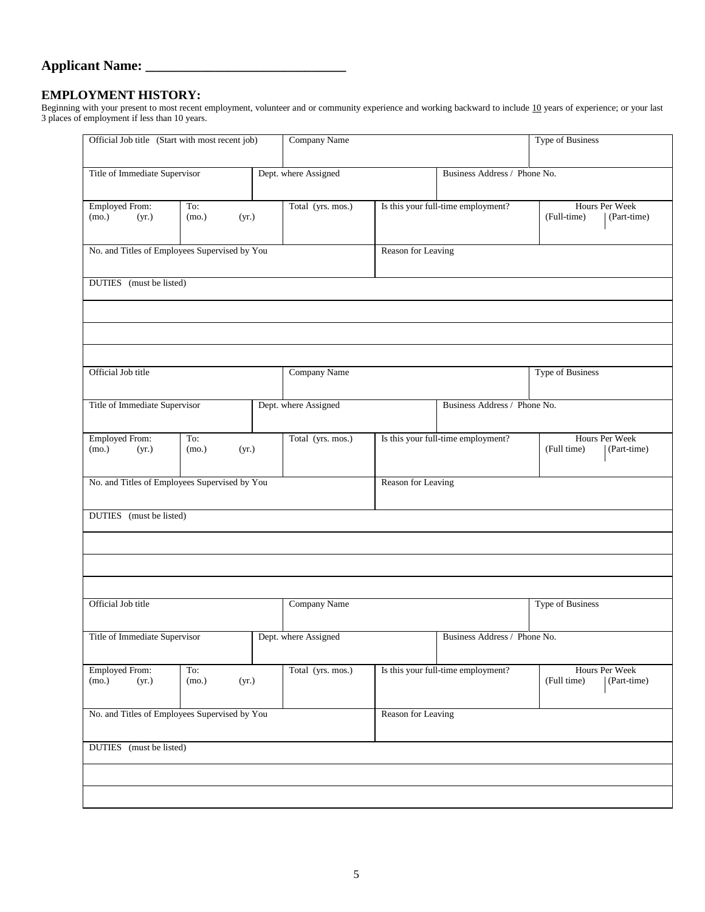## Applicant Name: \_\_\_\_\_\_\_\_\_\_\_\_\_\_\_\_\_\_\_\_\_\_\_\_\_\_\_\_\_\_

## EMPLOYMENT HISTORY:

Beginning with your present to most recent employment, volunteer and or community experience and working backward to include 10 years of experience; or your last 3 places of employment if less than 10 years.

| Official Job title (Start with most recent job) | | Company Name | | Type of Business |
|---|---|---|---|---|
| Title of Immediate Supervisor | Dept. where Assigned | | Business Address / Phone No. | |
| Employed From: (mo.) (yr.) | To: (mo.) (yr.) | Total (yrs. mos.) | Is this your full-time employment? | Hours Per Week (Full-time) (Part-time) |
| No. and Titles of Employees Supervised by You | | | Reason for Leaving | |
| DUTIES (must be listed) | | | | |
| | | | | |
| | | | | |
| | | | | |

| Official Job title | | Company Name | | Type of Business |
|---|---|---|---|---|
| Title of Immediate Supervisor | Dept. where Assigned | | Business Address / Phone No. | |
| Employed From: (mo.) (yr.) | To: (mo.) (yr.) | Total (yrs. mos.) | Is this your full-time employment? | Hours Per Week (Full time) (Part-time) |
| No. and Titles of Employees Supervised by You | | | Reason for Leaving | |
| DUTIES (must be listed) | | | | |
| | | | | |
| | | | | |
| | | | | |

| Official Job title | | Company Name | | Type of Business |
|---|---|---|---|---|
| Title of Immediate Supervisor | Dept. where Assigned | | Business Address / Phone No. | |
| Employed From: (mo.) (yr.) | To: (mo.) (yr.) | Total (yrs. mos.) | Is this your full-time employment? | Hours Per Week (Full time) (Part-time) |
| No. and Titles of Employees Supervised by You | | | Reason for Leaving | |
| DUTIES (must be listed) | | | | |
| | | | | |
| | | | | |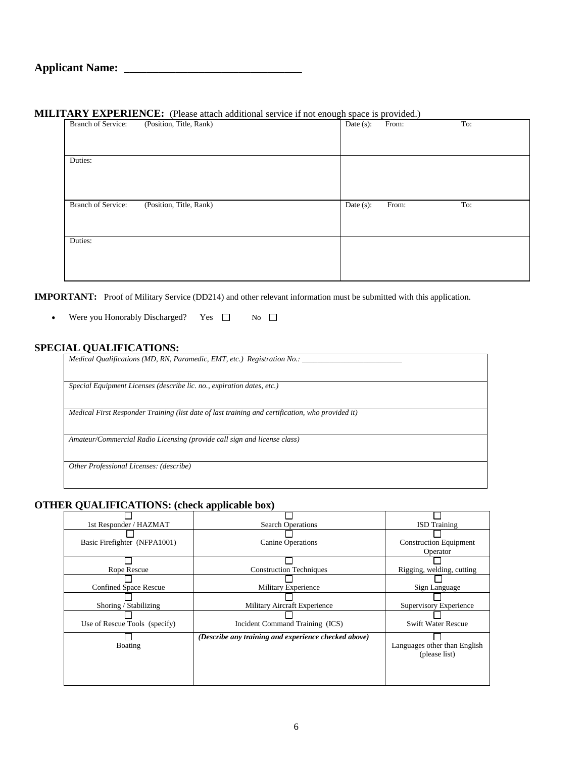**Applicant Name: ________________________________**

## MILITARY EXPERIENCE: (Please attach additional service if not enough space is provided.)

| Branch of Service: (Position, Title, Rank) | Date (s): From: To: |
|---|---|
| Duties: | |
| Branch of Service: (Position, Title, Rank) | Date (s): From: To: |
| Duties: | |

**IMPORTANT:** Proof of Military Service (DD214) and other relevant information must be submitted with this application.

- Were you Honorably Discharged? Yes ☐ No ☐

## SPECIAL QUALIFICATIONS:

| |
|---|
| *Medical Qualifications (MD, RN, Paramedic, EMT, etc.) Registration No.: ________________________* |
| *Special Equipment Licenses (describe lic. no., expiration dates, etc.)* |
| *Medical First Responder Training (list date of last training and certification, who provided it)* |
| *Amateur/Commercial Radio Licensing (provide call sign and license class)* |
| *Other Professional Licenses: (describe)* |

## OTHER QUALIFICATIONS: (check applicable box)

| | | |
|---|---|---|
| ☐ 1st Responder / HAZMAT | ☐ Search Operations | ☐ ISD Training |
| ☐ Basic Firefighter (NFPA1001) | ☐ Canine Operations | ☐ Construction Equipment Operator |
| ☐ Rope Rescue | ☐ Construction Techniques | ☐ Rigging, welding, cutting |
| ☐ Confined Space Rescue | ☐ Military Experience | ☐ Sign Language |
| ☐ Shoring / Stabilizing | ☐ Military Aircraft Experience | ☐ Supervisory Experience |
| ☐ Use of Rescue Tools (specify) | ☐ Incident Command Training (ICS) | ☐ Swift Water Rescue |
| ☐ Boating | ***(Describe any training and experience checked above)*** | ☐ Languages other than English (please list) |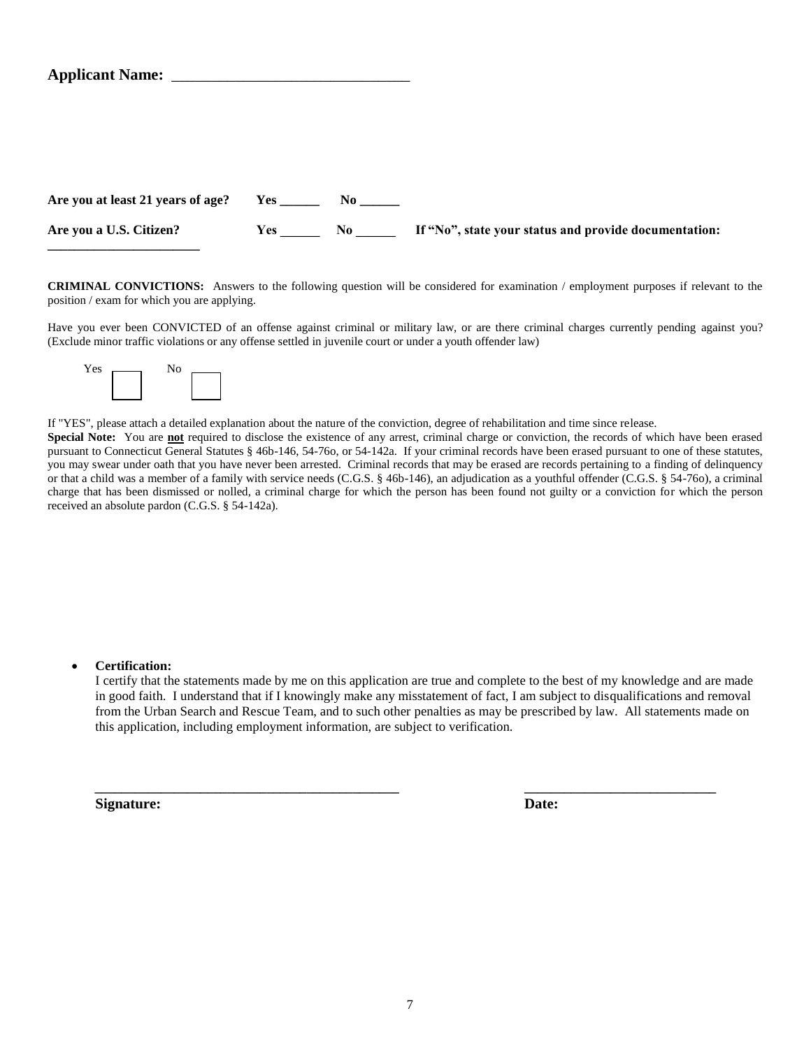**Applicant Name:** ________________________________

**Are you at least 21 years of age?** **Yes** ______ **No** ______

**Are you a U.S. Citizen?** **Yes** ______ **No** ______ **If "No", state your status and provide documentation:** ______________________

**CRIMINAL CONVICTIONS:** Answers to the following question will be considered for examination / employment purposes if relevant to the position / exam for which you are applying.

Have you ever been CONVICTED of an offense against criminal or military law, or are there criminal charges currently pending against you? (Exclude minor traffic violations or any offense settled in juvenile court or under a youth offender law)

Yes ☐ No ☐

If "YES", please attach a detailed explanation about the nature of the conviction, degree of rehabilitation and time since release.

**Special Note:** You are **not** required to disclose the existence of any arrest, criminal charge or conviction, the records of which have been erased pursuant to Connecticut General Statutes § 46b-146, 54-76o, or 54-142a. If your criminal records have been erased pursuant to one of these statutes, you may swear under oath that you have never been arrested. Criminal records that may be erased are records pertaining to a finding of delinquency or that a child was a member of a family with service needs (C.G.S. § 46b-146), an adjudication as a youthful offender (C.G.S. § 54-76o), a criminal charge that has been dismissed or nolled, a criminal charge for which the person has been found not guilty or a conviction for which the person received an absolute pardon (C.G.S. § 54-142a).

- **Certification:**
  I certify that the statements made by me on this application are true and complete to the best of my knowledge and are made in good faith. I understand that if I knowingly make any misstatement of fact, I am subject to disqualifications and removal from the Urban Search and Rescue Team, and to such other penalties as may be prescribed by law. All statements made on this application, including employment information, are subject to verification.

____________________________________________ ____________________________

**Signature:** **Date:**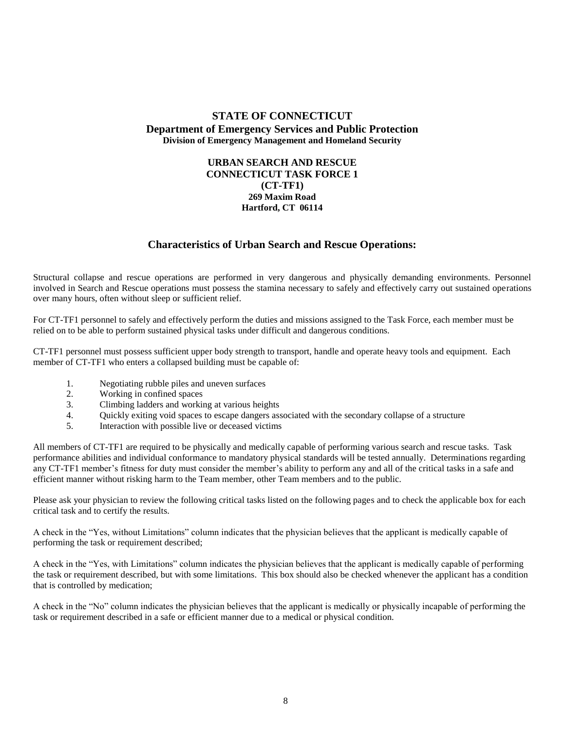**STATE OF CONNECTICUT**
**Department of Emergency Services and Public Protection**
**Division of Emergency Management and Homeland Security**

**URBAN SEARCH AND RESCUE**
**CONNECTICUT TASK FORCE 1**
**(CT-TF1)**
**269 Maxim Road**
**Hartford, CT 06114**

## Characteristics of Urban Search and Rescue Operations:

Structural collapse and rescue operations are performed in very dangerous and physically demanding environments. Personnel involved in Search and Rescue operations must possess the stamina necessary to safely and effectively carry out sustained operations over many hours, often without sleep or sufficient relief.

For CT-TF1 personnel to safely and effectively perform the duties and missions assigned to the Task Force, each member must be relied on to be able to perform sustained physical tasks under difficult and dangerous conditions.

CT-TF1 personnel must possess sufficient upper body strength to transport, handle and operate heavy tools and equipment. Each member of CT-TF1 who enters a collapsed building must be capable of:

1. Negotiating rubble piles and uneven surfaces
2. Working in confined spaces
3. Climbing ladders and working at various heights
4. Quickly exiting void spaces to escape dangers associated with the secondary collapse of a structure
5. Interaction with possible live or deceased victims

All members of CT-TF1 are required to be physically and medically capable of performing various search and rescue tasks. Task performance abilities and individual conformance to mandatory physical standards will be tested annually. Determinations regarding any CT-TF1 member's fitness for duty must consider the member's ability to perform any and all of the critical tasks in a safe and efficient manner without risking harm to the Team member, other Team members and to the public.

Please ask your physician to review the following critical tasks listed on the following pages and to check the applicable box for each critical task and to certify the results.

A check in the "Yes, without Limitations" column indicates that the physician believes that the applicant is medically capable of performing the task or requirement described;

A check in the "Yes, with Limitations" column indicates the physician believes that the applicant is medically capable of performing the task or requirement described, but with some limitations. This box should also be checked whenever the applicant has a condition that is controlled by medication;

A check in the "No" column indicates the physician believes that the applicant is medically or physically incapable of performing the task or requirement described in a safe or efficient manner due to a medical or physical condition.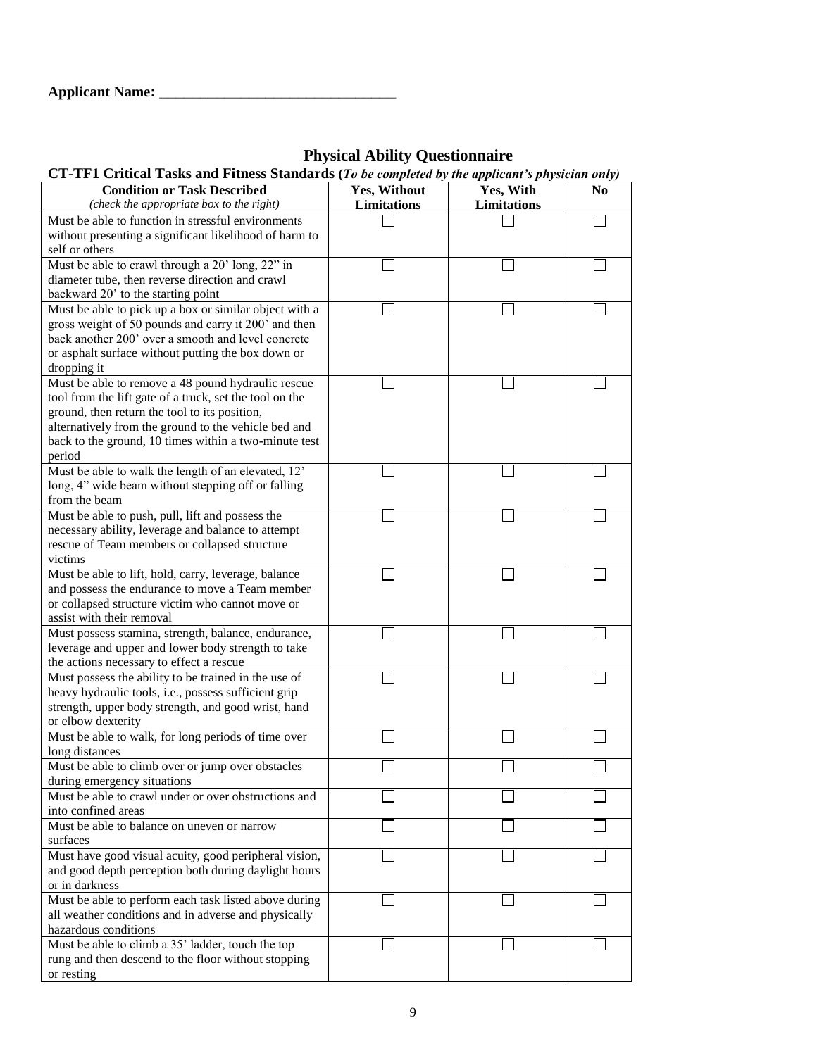**Applicant Name:** _______________________________

## Physical Ability Questionnaire

**CT-TF1 Critical Tasks and Fitness Standards (*To be completed by the applicant's physician only*)**

| **Condition or Task Described** *(check the appropriate box to the right)* | **Yes, Without Limitations** | **Yes, With Limitations** | **No** |
|---|---|---|---|
| Must be able to function in stressful environments without presenting a significant likelihood of harm to self or others | ☐ | ☐ | ☐ |
| Must be able to crawl through a 20' long, 22" in diameter tube, then reverse direction and crawl backward 20' to the starting point | ☐ | ☐ | ☐ |
| Must be able to pick up a box or similar object with a gross weight of 50 pounds and carry it 200' and then back another 200' over a smooth and level concrete or asphalt surface without putting the box down or dropping it | ☐ | ☐ | ☐ |
| Must be able to remove a 48 pound hydraulic rescue tool from the lift gate of a truck, set the tool on the ground, then return the tool to its position, alternatively from the ground to the vehicle bed and back to the ground, 10 times within a two-minute test period | ☐ | ☐ | ☐ |
| Must be able to walk the length of an elevated, 12' long, 4" wide beam without stepping off or falling from the beam | ☐ | ☐ | ☐ |
| Must be able to push, pull, lift and possess the necessary ability, leverage and balance to attempt rescue of Team members or collapsed structure victims | ☐ | ☐ | ☐ |
| Must be able to lift, hold, carry, leverage, balance and possess the endurance to move a Team member or collapsed structure victim who cannot move or assist with their removal | ☐ | ☐ | ☐ |
| Must possess stamina, strength, balance, endurance, leverage and upper and lower body strength to take the actions necessary to effect a rescue | ☐ | ☐ | ☐ |
| Must possess the ability to be trained in the use of heavy hydraulic tools, i.e., possess sufficient grip strength, upper body strength, and good wrist, hand or elbow dexterity | ☐ | ☐ | ☐ |
| Must be able to walk, for long periods of time over long distances | ☐ | ☐ | ☐ |
| Must be able to climb over or jump over obstacles during emergency situations | ☐ | ☐ | ☐ |
| Must be able to crawl under or over obstructions and into confined areas | ☐ | ☐ | ☐ |
| Must be able to balance on uneven or narrow surfaces | ☐ | ☐ | ☐ |
| Must have good visual acuity, good peripheral vision, and good depth perception both during daylight hours or in darkness | ☐ | ☐ | ☐ |
| Must be able to perform each task listed above during all weather conditions and in adverse and physically hazardous conditions | ☐ | ☐ | ☐ |
| Must be able to climb a 35' ladder, touch the top rung and then descend to the floor without stopping or resting | ☐ | ☐ | ☐ |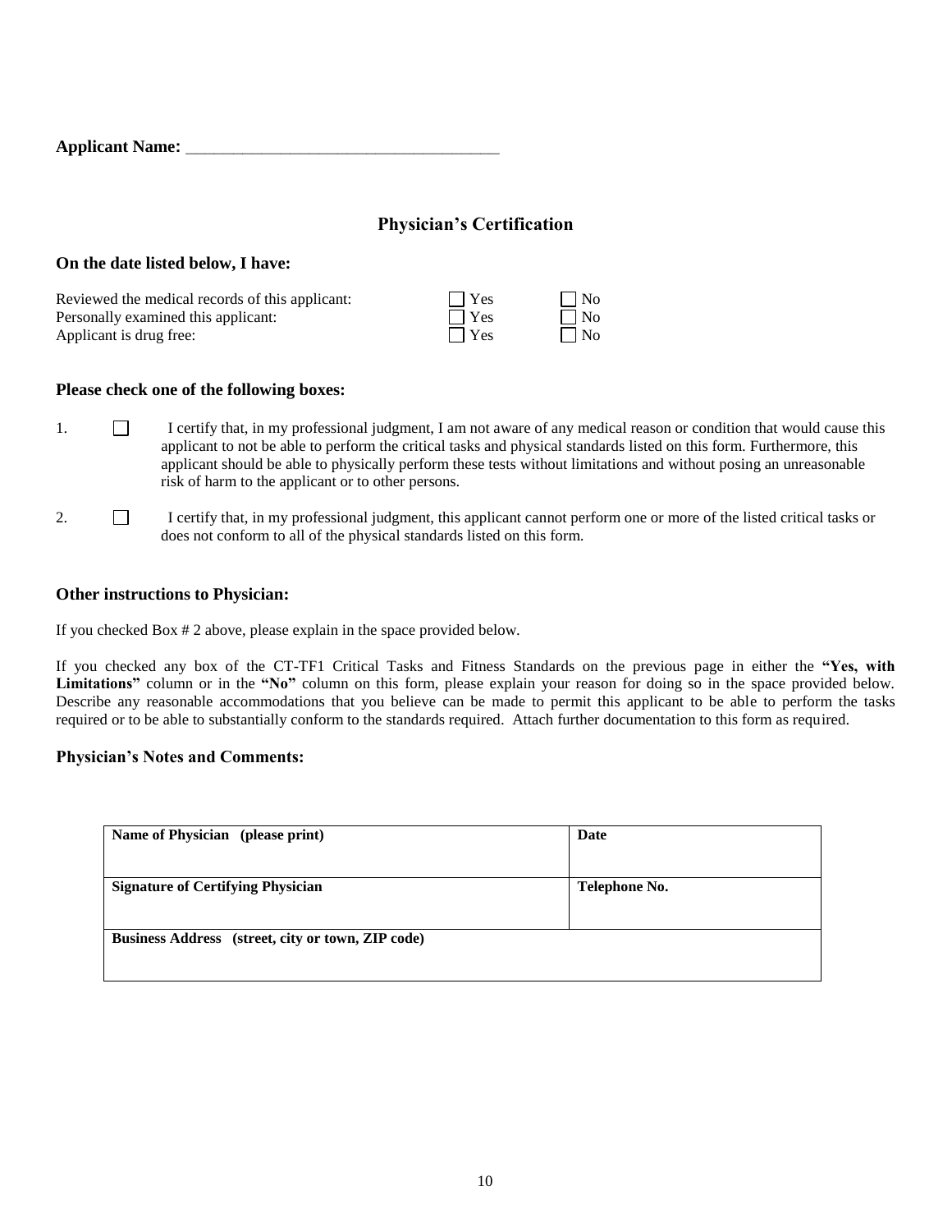**Applicant Name:** ____________________________________

## Physician's Certification

### On the date listed below, I have:

| | | |
|---|---|---|
| Reviewed the medical records of this applicant: | ☐ Yes | ☐ No |
| Personally examined this applicant: | ☐ Yes | ☐ No |
| Applicant is drug free: | ☐ Yes | ☐ No |

### Please check one of the following boxes:

1. ☐ I certify that, in my professional judgment, I am not aware of any medical reason or condition that would cause this applicant to not be able to perform the critical tasks and physical standards listed on this form. Furthermore, this applicant should be able to physically perform these tests without limitations and without posing an unreasonable risk of harm to the applicant or to other persons.

2. ☐ I certify that, in my professional judgment, this applicant cannot perform one or more of the listed critical tasks or does not conform to all of the physical standards listed on this form.

### Other instructions to Physician:

If you checked Box # 2 above, please explain in the space provided below.

If you checked any box of the CT-TF1 Critical Tasks and Fitness Standards on the previous page in either the **"Yes, with Limitations"** column or in the **"No"** column on this form, please explain your reason for doing so in the space provided below. Describe any reasonable accommodations that you believe can be made to permit this applicant to be able to perform the tasks required or to be able to substantially conform to the standards required. Attach further documentation to this form as required.

### Physician's Notes and Comments:

| **Name of Physician (please print)** | **Date** |
|---|---|
| **Signature of Certifying Physician** | **Telephone No.** |
| **Business Address (street, city or town, ZIP code)** | |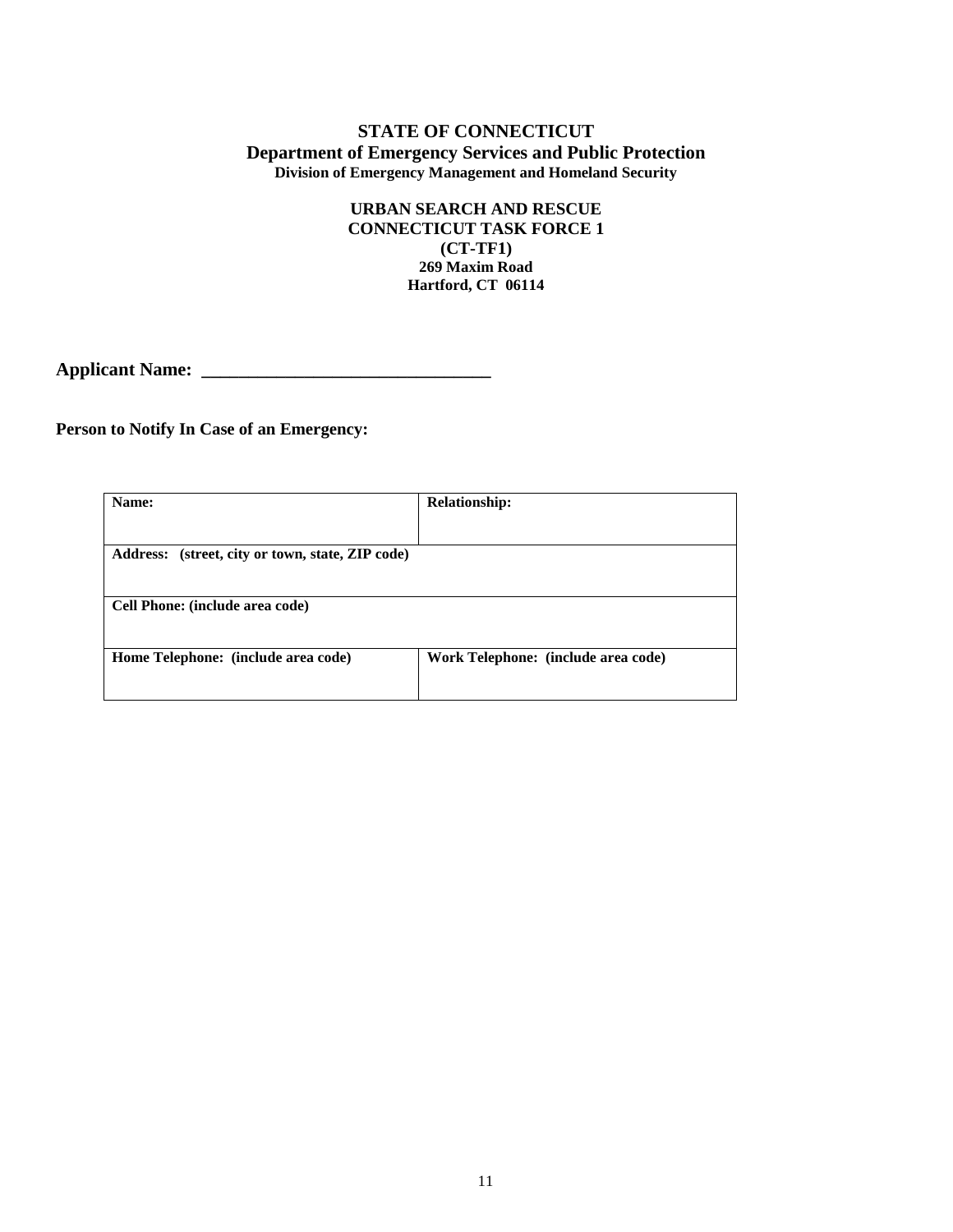**STATE OF CONNECTICUT**
**Department of Emergency Services and Public Protection**
**Division of Emergency Management and Homeland Security**

**URBAN SEARCH AND RESCUE**
**CONNECTICUT TASK FORCE 1**
**(CT-TF1)**
**269 Maxim Road**
**Hartford, CT 06114**

**Applicant Name: \_\_\_\_\_\_\_\_\_\_\_\_\_\_\_\_\_\_\_\_\_\_\_\_\_\_\_\_\_\_\_**

**Person to Notify In Case of an Emergency:**

| **Name:** | **Relationship:** |
|---|---|
| **Address: (street, city or town, state, ZIP code)** | |
| **Cell Phone: (include area code)** | |
| **Home Telephone: (include area code)** | **Work Telephone: (include area code)** |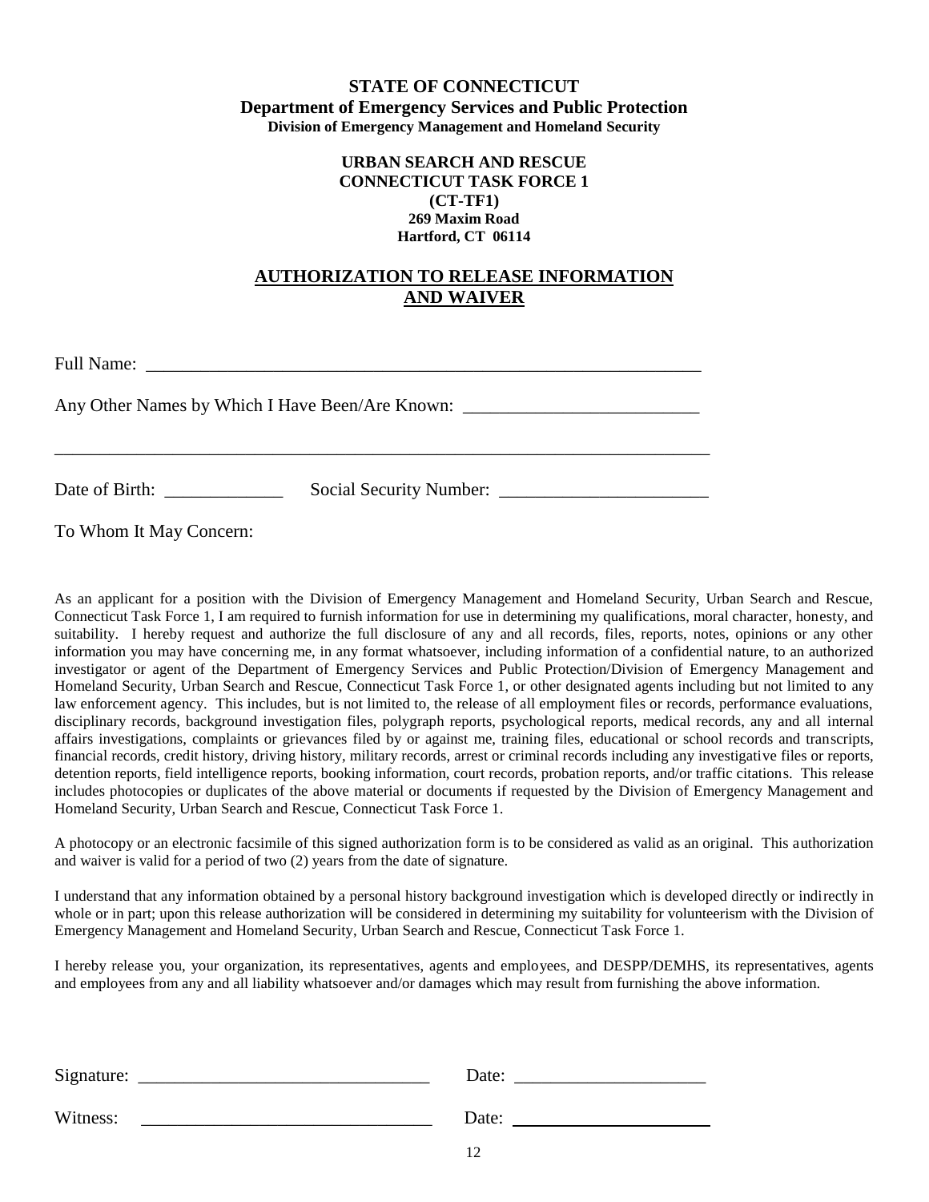**STATE OF CONNECTICUT**
**Department of Emergency Services and Public Protection**
**Division of Emergency Management and Homeland Security**

**URBAN SEARCH AND RESCUE**
**CONNECTICUT TASK FORCE 1**
**(CT-TF1)**
**269 Maxim Road**
**Hartford, CT 06114**

## AUTHORIZATION TO RELEASE INFORMATION AND WAIVER

Full Name: _______________________________________________________________

Any Other Names by Which I Have Been/Are Known: __________________________

_____________________________________________________________________________

Date of Birth: _____________ Social Security Number: _______________________

To Whom It May Concern:

As an applicant for a position with the Division of Emergency Management and Homeland Security, Urban Search and Rescue, Connecticut Task Force 1, I am required to furnish information for use in determining my qualifications, moral character, honesty, and suitability. I hereby request and authorize the full disclosure of any and all records, files, reports, notes, opinions or any other information you may have concerning me, in any format whatsoever, including information of a confidential nature, to an authorized investigator or agent of the Department of Emergency Services and Public Protection/Division of Emergency Management and Homeland Security, Urban Search and Rescue, Connecticut Task Force 1, or other designated agents including but not limited to any law enforcement agency. This includes, but is not limited to, the release of all employment files or records, performance evaluations, disciplinary records, background investigation files, polygraph reports, psychological reports, medical records, any and all internal affairs investigations, complaints or grievances filed by or against me, training files, educational or school records and transcripts, financial records, credit history, driving history, military records, arrest or criminal records including any investigative files or reports, detention reports, field intelligence reports, booking information, court records, probation reports, and/or traffic citations. This release includes photocopies or duplicates of the above material or documents if requested by the Division of Emergency Management and Homeland Security, Urban Search and Rescue, Connecticut Task Force 1.

A photocopy or an electronic facsimile of this signed authorization form is to be considered as valid as an original. This authorization and waiver is valid for a period of two (2) years from the date of signature.

I understand that any information obtained by a personal history background investigation which is developed directly or indirectly in whole or in part; upon this release authorization will be considered in determining my suitability for volunteerism with the Division of Emergency Management and Homeland Security, Urban Search and Rescue, Connecticut Task Force 1.

I hereby release you, your organization, its representatives, agents and employees, and DESPP/DEMHS, its representatives, agents and employees from any and all liability whatsoever and/or damages which may result from furnishing the above information.

Signature: ________________________________ Date: _____________________

Witness: _________________________________ Date: _____________________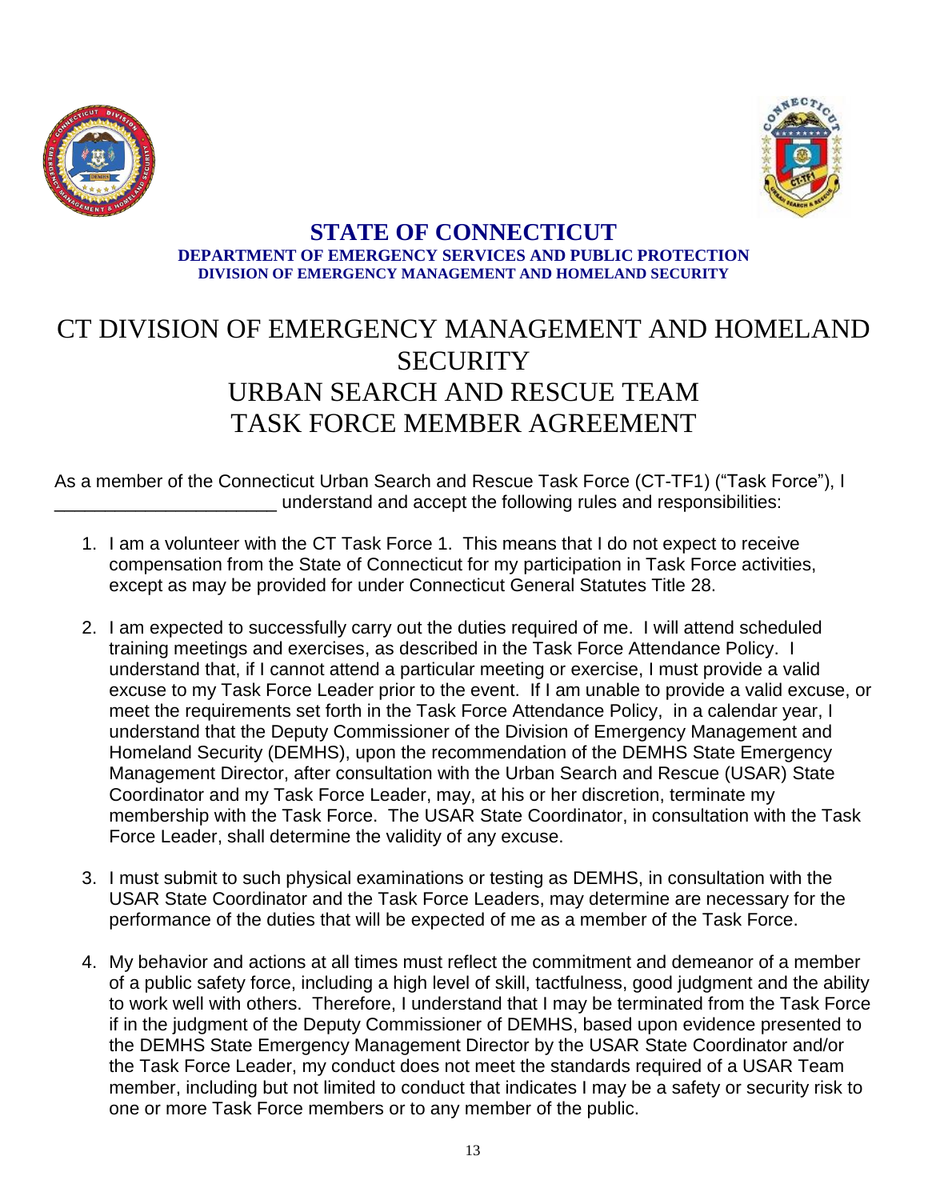**STATE OF CONNECTICUT**
**DEPARTMENT OF EMERGENCY SERVICES AND PUBLIC PROTECTION**
**DIVISION OF EMERGENCY MANAGEMENT AND HOMELAND SECURITY**

# CT DIVISION OF EMERGENCY MANAGEMENT AND HOMELAND SECURITY URBAN SEARCH AND RESCUE TEAM TASK FORCE MEMBER AGREEMENT

As a member of the Connecticut Urban Search and Rescue Task Force (CT-TF1) ("Task Force"), I ______________________ understand and accept the following rules and responsibilities:

1. I am a volunteer with the CT Task Force 1. This means that I do not expect to receive compensation from the State of Connecticut for my participation in Task Force activities, except as may be provided for under Connecticut General Statutes Title 28.
2. I am expected to successfully carry out the duties required of me. I will attend scheduled training meetings and exercises, as described in the Task Force Attendance Policy. I understand that, if I cannot attend a particular meeting or exercise, I must provide a valid excuse to my Task Force Leader prior to the event. If I am unable to provide a valid excuse, or meet the requirements set forth in the Task Force Attendance Policy, in a calendar year, I understand that the Deputy Commissioner of the Division of Emergency Management and Homeland Security (DEMHS), upon the recommendation of the DEMHS State Emergency Management Director, after consultation with the Urban Search and Rescue (USAR) State Coordinator and my Task Force Leader, may, at his or her discretion, terminate my membership with the Task Force. The USAR State Coordinator, in consultation with the Task Force Leader, shall determine the validity of any excuse.
3. I must submit to such physical examinations or testing as DEMHS, in consultation with the USAR State Coordinator and the Task Force Leaders, may determine are necessary for the performance of the duties that will be expected of me as a member of the Task Force.
4. My behavior and actions at all times must reflect the commitment and demeanor of a member of a public safety force, including a high level of skill, tactfulness, good judgment and the ability to work well with others. Therefore, I understand that I may be terminated from the Task Force if in the judgment of the Deputy Commissioner of DEMHS, based upon evidence presented to the DEMHS State Emergency Management Director by the USAR State Coordinator and/or the Task Force Leader, my conduct does not meet the standards required of a USAR Team member, including but not limited to conduct that indicates I may be a safety or security risk to one or more Task Force members or to any member of the public.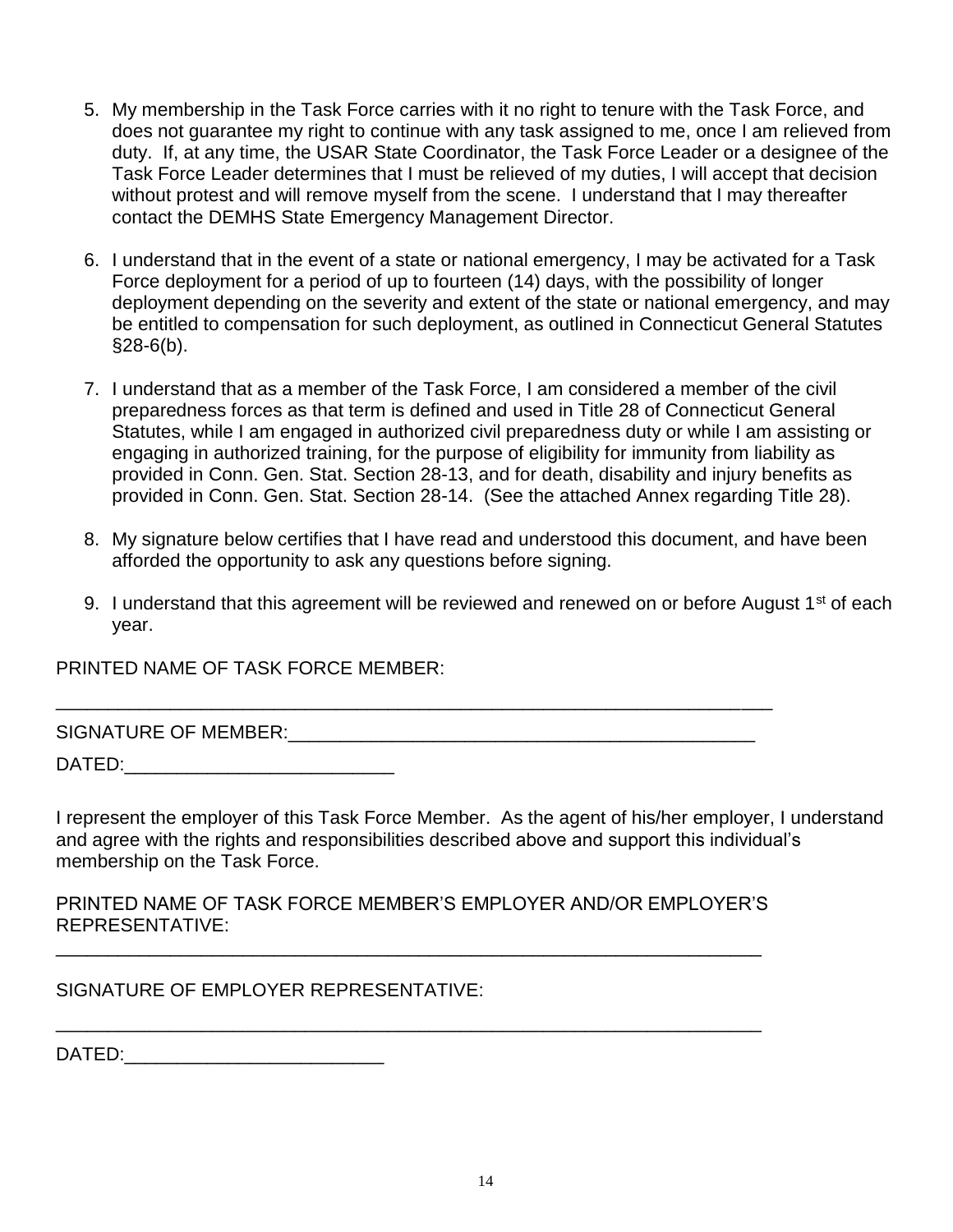5. My membership in the Task Force carries with it no right to tenure with the Task Force, and does not guarantee my right to continue with any task assigned to me, once I am relieved from duty. If, at any time, the USAR State Coordinator, the Task Force Leader or a designee of the Task Force Leader determines that I must be relieved of my duties, I will accept that decision without protest and will remove myself from the scene. I understand that I may thereafter contact the DEMHS State Emergency Management Director.

6. I understand that in the event of a state or national emergency, I may be activated for a Task Force deployment for a period of up to fourteen (14) days, with the possibility of longer deployment depending on the severity and extent of the state or national emergency, and may be entitled to compensation for such deployment, as outlined in Connecticut General Statutes §28-6(b).

7. I understand that as a member of the Task Force, I am considered a member of the civil preparedness forces as that term is defined and used in Title 28 of Connecticut General Statutes, while I am engaged in authorized civil preparedness duty or while I am assisting or engaging in authorized training, for the purpose of eligibility for immunity from liability as provided in Conn. Gen. Stat. Section 28-13, and for death, disability and injury benefits as provided in Conn. Gen. Stat. Section 28-14. (See the attached Annex regarding Title 28).

8. My signature below certifies that I have read and understood this document, and have been afforded the opportunity to ask any questions before signing.

9. I understand that this agreement will be reviewed and renewed on or before August 1st of each year.

PRINTED NAME OF TASK FORCE MEMBER:

\_\_\_\_\_\_\_\_\_\_\_\_\_\_\_\_\_\_\_\_\_\_\_\_\_\_\_\_\_\_\_\_\_\_\_\_\_\_\_\_\_\_\_\_\_\_\_\_\_\_\_\_\_\_\_\_\_\_\_\_\_\_\_\_\_\_\_\_

SIGNATURE OF MEMBER:\_\_\_\_\_\_\_\_\_\_\_\_\_\_\_\_\_\_\_\_\_\_\_\_\_\_\_\_\_\_\_\_\_\_\_\_\_\_\_\_\_\_\_\_\_\_

DATED:\_\_\_\_\_\_\_\_\_\_\_\_\_\_\_\_\_\_\_\_\_\_\_\_\_\_

I represent the employer of this Task Force Member. As the agent of his/her employer, I understand and agree with the rights and responsibilities described above and support this individual's membership on the Task Force.

PRINTED NAME OF TASK FORCE MEMBER'S EMPLOYER AND/OR EMPLOYER'S REPRESENTATIVE:

\_\_\_\_\_\_\_\_\_\_\_\_\_\_\_\_\_\_\_\_\_\_\_\_\_\_\_\_\_\_\_\_\_\_\_\_\_\_\_\_\_\_\_\_\_\_\_\_\_\_\_\_\_\_\_\_\_\_\_\_\_\_\_\_\_\_\_\_

SIGNATURE OF EMPLOYER REPRESENTATIVE:

\_\_\_\_\_\_\_\_\_\_\_\_\_\_\_\_\_\_\_\_\_\_\_\_\_\_\_\_\_\_\_\_\_\_\_\_\_\_\_\_\_\_\_\_\_\_\_\_\_\_\_\_\_\_\_\_\_\_\_\_\_\_\_\_\_\_\_\_

DATED:\_\_\_\_\_\_\_\_\_\_\_\_\_\_\_\_\_\_\_\_\_\_\_\_\_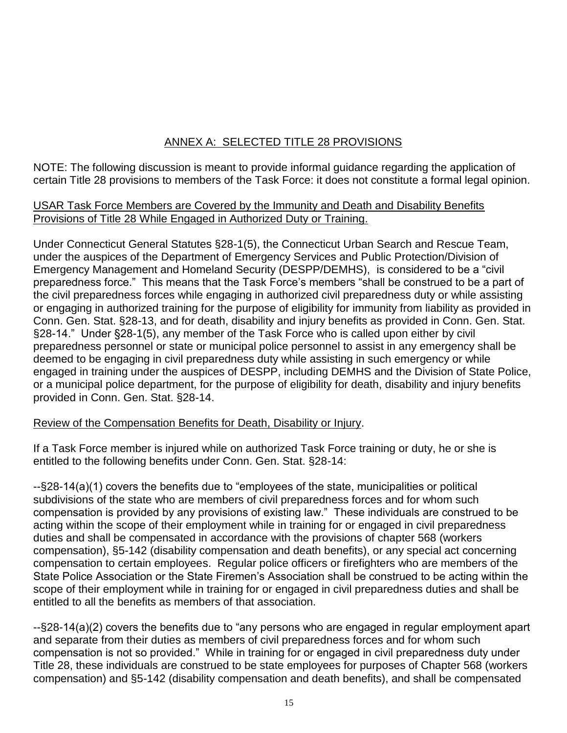## ANNEX A: SELECTED TITLE 28 PROVISIONS

NOTE: The following discussion is meant to provide informal guidance regarding the application of certain Title 28 provisions to members of the Task Force: it does not constitute a formal legal opinion.

### USAR Task Force Members are Covered by the Immunity and Death and Disability Benefits Provisions of Title 28 While Engaged in Authorized Duty or Training.

Under Connecticut General Statutes §28-1(5), the Connecticut Urban Search and Rescue Team, under the auspices of the Department of Emergency Services and Public Protection/Division of Emergency Management and Homeland Security (DESPP/DEMHS), is considered to be a "civil preparedness force." This means that the Task Force's members "shall be construed to be a part of the civil preparedness forces while engaging in authorized civil preparedness duty or while assisting or engaging in authorized training for the purpose of eligibility for immunity from liability as provided in Conn. Gen. Stat. §28-13, and for death, disability and injury benefits as provided in Conn. Gen. Stat. §28-14." Under §28-1(5), any member of the Task Force who is called upon either by civil preparedness personnel or state or municipal police personnel to assist in any emergency shall be deemed to be engaging in civil preparedness duty while assisting in such emergency or while engaged in training under the auspices of DESPP, including DEMHS and the Division of State Police, or a municipal police department, for the purpose of eligibility for death, disability and injury benefits provided in Conn. Gen. Stat. §28-14.

### Review of the Compensation Benefits for Death, Disability or Injury.

If a Task Force member is injured while on authorized Task Force training or duty, he or she is entitled to the following benefits under Conn. Gen. Stat. §28-14:

--§28-14(a)(1) covers the benefits due to "employees of the state, municipalities or political subdivisions of the state who are members of civil preparedness forces and for whom such compensation is provided by any provisions of existing law." These individuals are construed to be acting within the scope of their employment while in training for or engaged in civil preparedness duties and shall be compensated in accordance with the provisions of chapter 568 (workers compensation), §5-142 (disability compensation and death benefits), or any special act concerning compensation to certain employees. Regular police officers or firefighters who are members of the State Police Association or the State Firemen's Association shall be construed to be acting within the scope of their employment while in training for or engaged in civil preparedness duties and shall be entitled to all the benefits as members of that association.

--§28-14(a)(2) covers the benefits due to "any persons who are engaged in regular employment apart and separate from their duties as members of civil preparedness forces and for whom such compensation is not so provided." While in training for or engaged in civil preparedness duty under Title 28, these individuals are construed to be state employees for purposes of Chapter 568 (workers compensation) and §5-142 (disability compensation and death benefits), and shall be compensated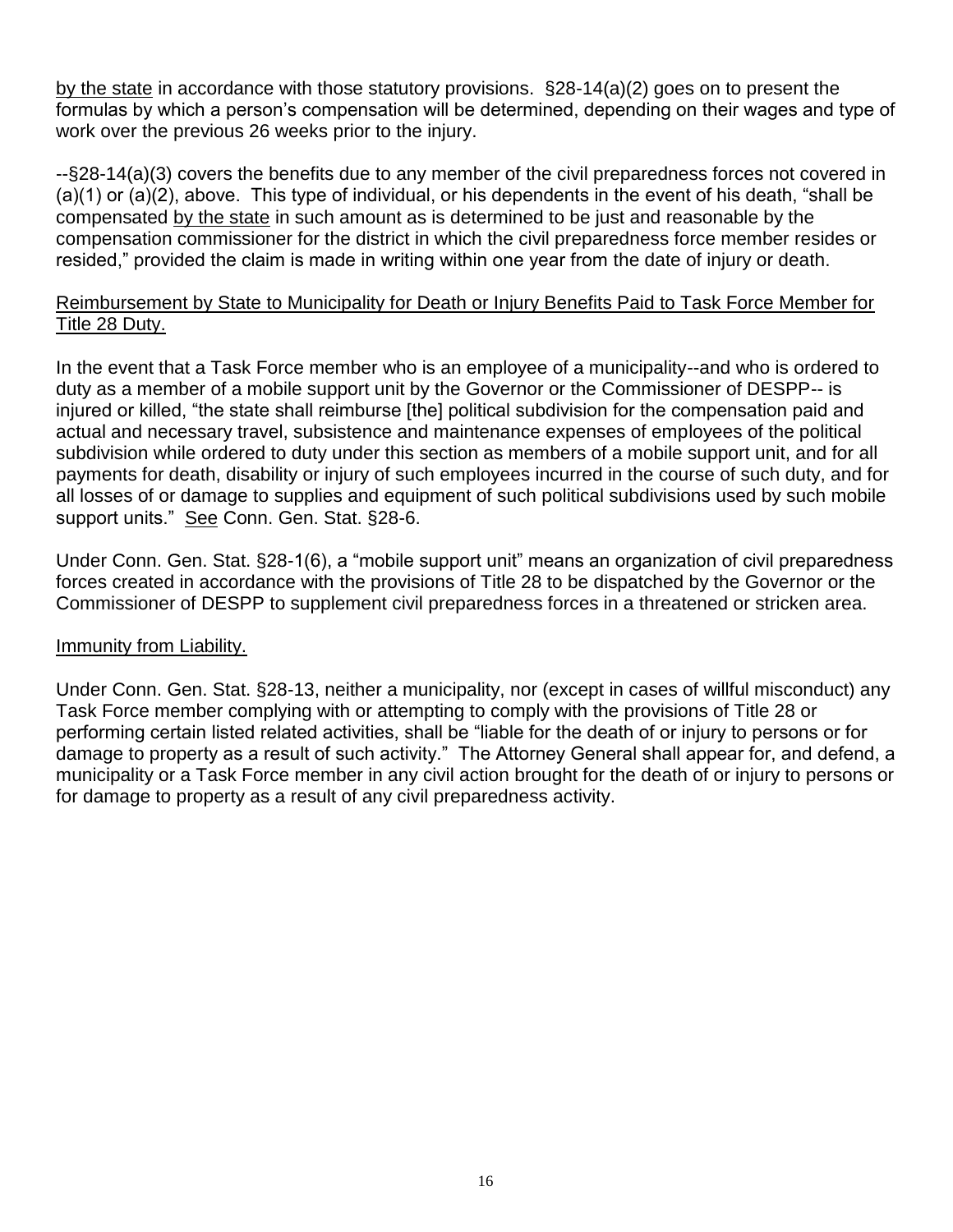by the state in accordance with those statutory provisions. §28-14(a)(2) goes on to present the formulas by which a person's compensation will be determined, depending on their wages and type of work over the previous 26 weeks prior to the injury.

--§28-14(a)(3) covers the benefits due to any member of the civil preparedness forces not covered in (a)(1) or (a)(2), above. This type of individual, or his dependents in the event of his death, "shall be compensated by the state in such amount as is determined to be just and reasonable by the compensation commissioner for the district in which the civil preparedness force member resides or resided," provided the claim is made in writing within one year from the date of injury or death.

Reimbursement by State to Municipality for Death or Injury Benefits Paid to Task Force Member for Title 28 Duty.

In the event that a Task Force member who is an employee of a municipality--and who is ordered to duty as a member of a mobile support unit by the Governor or the Commissioner of DESPP-- is injured or killed, "the state shall reimburse [the] political subdivision for the compensation paid and actual and necessary travel, subsistence and maintenance expenses of employees of the political subdivision while ordered to duty under this section as members of a mobile support unit, and for all payments for death, disability or injury of such employees incurred in the course of such duty, and for all losses of or damage to supplies and equipment of such political subdivisions used by such mobile support units." See Conn. Gen. Stat. §28-6.

Under Conn. Gen. Stat. §28-1(6), a "mobile support unit" means an organization of civil preparedness forces created in accordance with the provisions of Title 28 to be dispatched by the Governor or the Commissioner of DESPP to supplement civil preparedness forces in a threatened or stricken area.

Immunity from Liability.

Under Conn. Gen. Stat. §28-13, neither a municipality, nor (except in cases of willful misconduct) any Task Force member complying with or attempting to comply with the provisions of Title 28 or performing certain listed related activities, shall be "liable for the death of or injury to persons or for damage to property as a result of such activity." The Attorney General shall appear for, and defend, a municipality or a Task Force member in any civil action brought for the death of or injury to persons or for damage to property as a result of any civil preparedness activity.